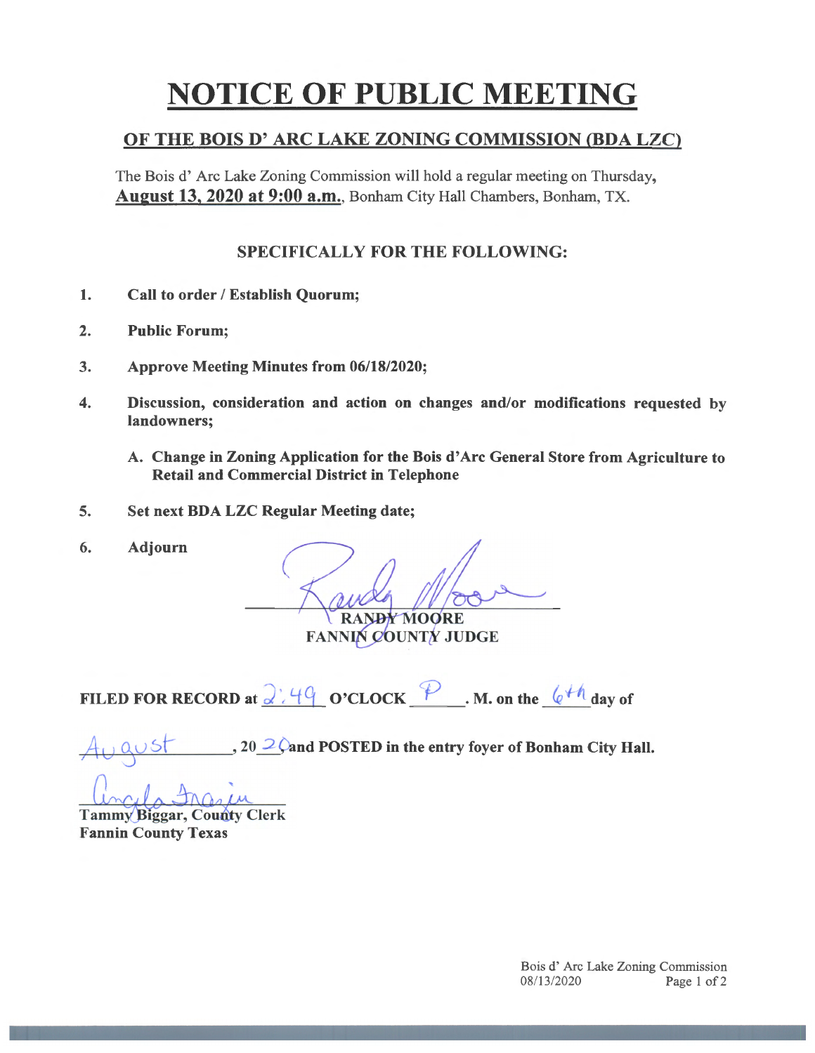# NOTICE OF PUBLIC MEETING

## OF THE BOIS D' ARC LAKE ZONING COMMISSION (BDA LZC)

The Bois d' Arc Lake Zoning Commission will hold a regular meeting on Thursday, **August 13, 2020 at 9:00 a.m.**, Bonham City Hall Chambers, Bonham, TX.

### SPECIFICALLY FOR THE FOLLOWING:

1. **Call to order / Establish Quorum;**
2. **Public Forum;**
3. **Approve Meeting Minutes from 06/18/2020;**
4. **Discussion, consideration and action on changes and/or modifications requested by landowners;**

   A. **Change in Zoning Application for the Bois d'Arc General Store from Agriculture to Retail and Commercial District in Telephone**

5. **Set next BDA LZC Regular Meeting date;**
6. **Adjourn**

Randy Moore

**RANDY MOORE**
**FANNIN COUNTY JUDGE**

**FILED FOR RECORD at** 2:49 **O'CLOCK** P **. M. on the** 6th **day of** August **, 20** 20 **and POSTED in the entry foyer of Bonham City Hall.**

Angela Frazier

**Tammy Biggar, County Clerk**
**Fannin County Texas**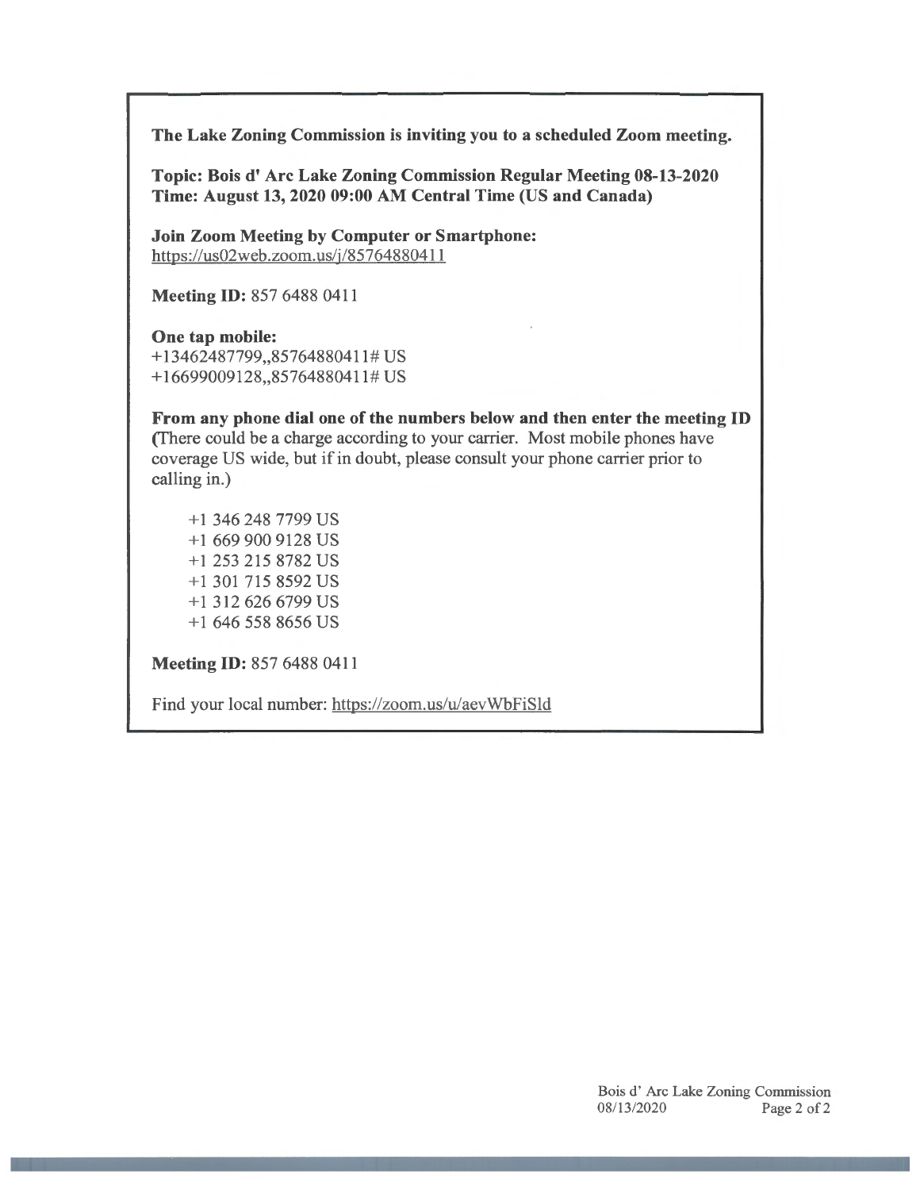**The Lake Zoning Commission is inviting you to a scheduled Zoom meeting.**

**Topic: Bois d' Arc Lake Zoning Commission Regular Meeting 08-13-2020**
**Time: August 13, 2020 09:00 AM Central Time (US and Canada)**

**Join Zoom Meeting by Computer or Smartphone:**
https://us02web.zoom.us/j/85764880411

**Meeting ID:** 857 6488 0411

**One tap mobile:**
+13462487799,,85764880411# US
+16699009128,,85764880411# US

**From any phone dial one of the numbers below and then enter the meeting ID** (There could be a charge according to your carrier. Most mobile phones have coverage US wide, but if in doubt, please consult your phone carrier prior to calling in.)

+1 346 248 7799 US
+1 669 900 9128 US
+1 253 215 8782 US
+1 301 715 8592 US
+1 312 626 6799 US
+1 646 558 8656 US

**Meeting ID:** 857 6488 0411

Find your local number: https://zoom.us/u/aevWbFiSld